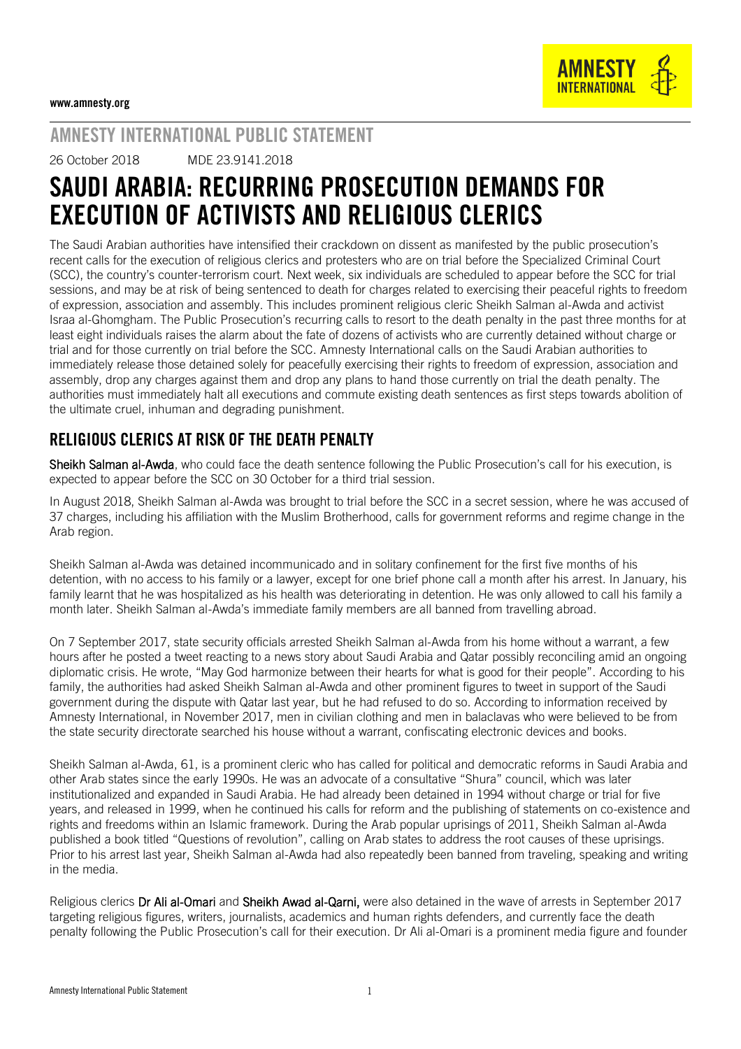www.amnesty.org

## AMNESTY INTERNATIONAL PUBLIC STATEMENT

26 October 2018 MDE 23.9141.2018

# SAUDI ARABIA: RECURRING PROSECUTION DEMANDS FOR EXECUTION OF ACTIVISTS AND RELIGIOUS CLERICS

The Saudi Arabian authorities have intensified their crackdown on dissent as manifested by the public prosecution's recent calls for the execution of religious clerics and protesters who are on trial before the Specialized Criminal Court (SCC), the country's counter-terrorism court. Next week, six individuals are scheduled to appear before the SCC for trial sessions, and may be at risk of being sentenced to death for charges related to exercising their peaceful rights to freedom of expression, association and assembly. This includes prominent religious cleric Sheikh Salman al-Awda and activist Israa al-Ghomgham. The Public Prosecution's recurring calls to resort to the death penalty in the past three months for at least eight individuals raises the alarm about the fate of dozens of activists who are currently detained without charge or trial and for those currently on trial before the SCC. Amnesty International calls on the Saudi Arabian authorities to immediately release those detained solely for peacefully exercising their rights to freedom of expression, association and assembly, drop any charges against them and drop any plans to hand those currently on trial the death penalty. The authorities must immediately halt all executions and commute existing death sentences as first steps towards abolition of the ultimate cruel, inhuman and degrading punishment.

## RELIGIOUS CLERICS AT RISK OF THE DEATH PENALTY

**Sheikh Salman al-Awda**, who could face the death sentence following the Public Prosecution's call for his execution, is expected to appear before the SCC on 30 October for a third trial session.

In August 2018, Sheikh Salman al-Awda was brought to trial before the SCC in a secret session, where he was accused of 37 charges, including his affiliation with the Muslim Brotherhood, calls for government reforms and regime change in the Arab region.

Sheikh Salman al-Awda was detained incommunicado and in solitary confinement for the first five months of his detention, with no access to his family or a lawyer, except for one brief phone call a month after his arrest. In January, his family learnt that he was hospitalized as his health was deteriorating in detention. He was only allowed to call his family a month later. Sheikh Salman al-Awda's immediate family members are all banned from travelling abroad.

On 7 September 2017, state security officials arrested Sheikh Salman al-Awda from his home without a warrant, a few hours after he posted a tweet reacting to a news story about Saudi Arabia and Qatar possibly reconciling amid an ongoing diplomatic crisis. He wrote, "May God harmonize between their hearts for what is good for their people". According to his family, the authorities had asked Sheikh Salman al-Awda and other prominent figures to tweet in support of the Saudi government during the dispute with Qatar last year, but he had refused to do so. According to information received by Amnesty International, in November 2017, men in civilian clothing and men in balaclavas who were believed to be from the state security directorate searched his house without a warrant, confiscating electronic devices and books.

Sheikh Salman al-Awda, 61, is a prominent cleric who has called for political and democratic reforms in Saudi Arabia and other Arab states since the early 1990s. He was an advocate of a consultative "Shura" council, which was later institutionalized and expanded in Saudi Arabia. He had already been detained in 1994 without charge or trial for five years, and released in 1999, when he continued his calls for reform and the publishing of statements on co-existence and rights and freedoms within an Islamic framework. During the Arab popular uprisings of 2011, Sheikh Salman al-Awda published a book titled "Questions of revolution", calling on Arab states to address the root causes of these uprisings. Prior to his arrest last year, Sheikh Salman al-Awda had also repeatedly been banned from traveling, speaking and writing in the media.

Religious clerics **Dr Ali al-Omari** and **Sheikh Awad al-Qarni,** were also detained in the wave of arrests in September 2017 targeting religious figures, writers, journalists, academics and human rights defenders, and currently face the death penalty following the Public Prosecution's call for their execution. Dr Ali al-Omari is a prominent media figure and founder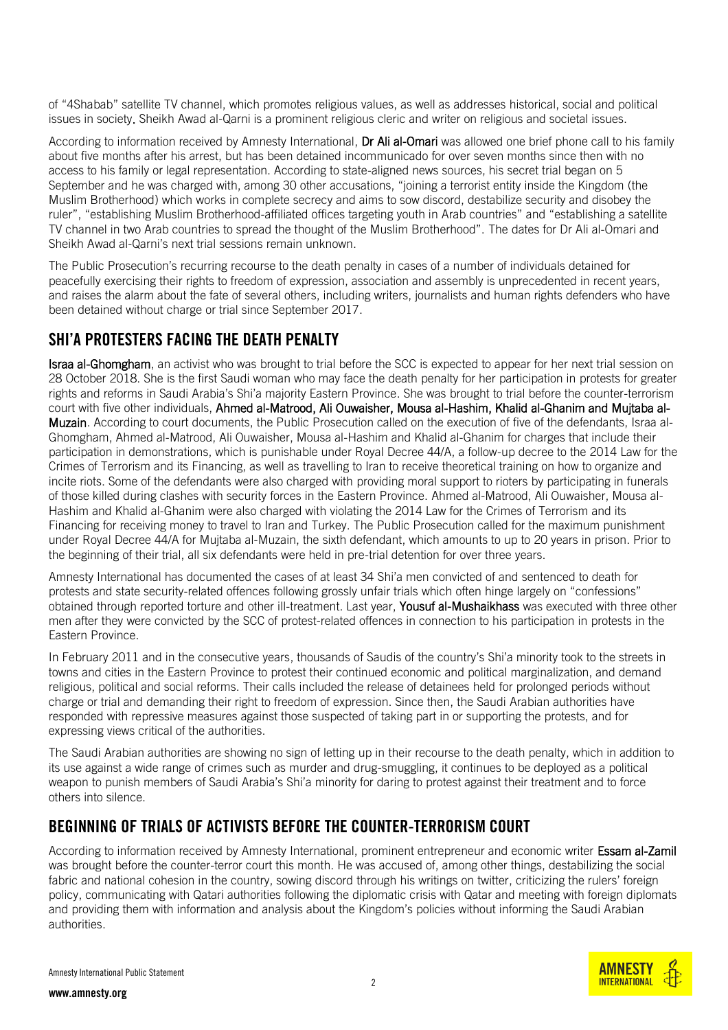of "4Shabab" satellite TV channel, which promotes religious values, as well as addresses historical, social and political issues in society. Sheikh Awad al-Qarni is a prominent religious cleric and writer on religious and societal issues.

According to information received by Amnesty International, **Dr Ali al-Omari** was allowed one brief phone call to his family about five months after his arrest, but has been detained incommunicado for over seven months since then with no access to his family or legal representation. According to state-aligned news sources, his secret trial began on 5 September and he was charged with, among 30 other accusations, "joining a terrorist entity inside the Kingdom (the Muslim Brotherhood) which works in complete secrecy and aims to sow discord, destabilize security and disobey the ruler", "establishing Muslim Brotherhood-affiliated offices targeting youth in Arab countries" and "establishing a satellite TV channel in two Arab countries to spread the thought of the Muslim Brotherhood". The dates for Dr Ali al-Omari and Sheikh Awad al-Qarni's next trial sessions remain unknown.

The Public Prosecution's recurring recourse to the death penalty in cases of a number of individuals detained for peacefully exercising their rights to freedom of expression, association and assembly is unprecedented in recent years, and raises the alarm about the fate of several others, including writers, journalists and human rights defenders who have been detained without charge or trial since September 2017.

## SHI'A PROTESTERS FACING THE DEATH PENALTY

**Israa al-Ghomgham**, an activist who was brought to trial before the SCC is expected to appear for her next trial session on 28 October 2018. She is the first Saudi woman who may face the death penalty for her participation in protests for greater rights and reforms in Saudi Arabia's Shi'a majority Eastern Province. She was brought to trial before the counter-terrorism court with five other individuals, **Ahmed al-Matrood, Ali Ouwaisher, Mousa al-Hashim, Khalid al-Ghanim and Mujtaba al-Muzain**. According to court documents, the Public Prosecution called on the execution of five of the defendants, Israa al-Ghomgham, Ahmed al-Matrood, Ali Ouwaisher, Mousa al-Hashim and Khalid al-Ghanim for charges that include their participation in demonstrations, which is punishable under Royal Decree 44/A, a follow-up decree to the 2014 Law for the Crimes of Terrorism and its Financing, as well as travelling to Iran to receive theoretical training on how to organize and incite riots. Some of the defendants were also charged with providing moral support to rioters by participating in funerals of those killed during clashes with security forces in the Eastern Province. Ahmed al-Matrood, Ali Ouwaisher, Mousa al-Hashim and Khalid al-Ghanim were also charged with violating the 2014 Law for the Crimes of Terrorism and its Financing for receiving money to travel to Iran and Turkey. The Public Prosecution called for the maximum punishment under Royal Decree 44/A for Mujtaba al-Muzain, the sixth defendant, which amounts to up to 20 years in prison. Prior to the beginning of their trial, all six defendants were held in pre-trial detention for over three years.

Amnesty International has documented the cases of at least 34 Shi'a men convicted of and sentenced to death for protests and state security-related offences following grossly unfair trials which often hinge largely on "confessions" obtained through reported torture and other ill-treatment. Last year, **Yousuf al-Mushaikhass** was executed with three other men after they were convicted by the SCC of protest-related offences in connection to his participation in protests in the Eastern Province.

In February 2011 and in the consecutive years, thousands of Saudis of the country's Shi'a minority took to the streets in towns and cities in the Eastern Province to protest their continued economic and political marginalization, and demand religious, political and social reforms. Their calls included the release of detainees held for prolonged periods without charge or trial and demanding their right to freedom of expression. Since then, the Saudi Arabian authorities have responded with repressive measures against those suspected of taking part in or supporting the protests, and for expressing views critical of the authorities.

The Saudi Arabian authorities are showing no sign of letting up in their recourse to the death penalty, which in addition to its use against a wide range of crimes such as murder and drug-smuggling, it continues to be deployed as a political weapon to punish members of Saudi Arabia's Shi'a minority for daring to protest against their treatment and to force others into silence.

## BEGINNING OF TRIALS OF ACTIVISTS BEFORE THE COUNTER-TERRORISM COURT

According to information received by Amnesty International, prominent entrepreneur and economic writer **Essam al-Zamil** was brought before the counter-terror court this month. He was accused of, among other things, destabilizing the social fabric and national cohesion in the country, sowing discord through his writings on twitter, criticizing the rulers' foreign policy, communicating with Qatari authorities following the diplomatic crisis with Qatar and meeting with foreign diplomats and providing them with information and analysis about the Kingdom's policies without informing the Saudi Arabian authorities.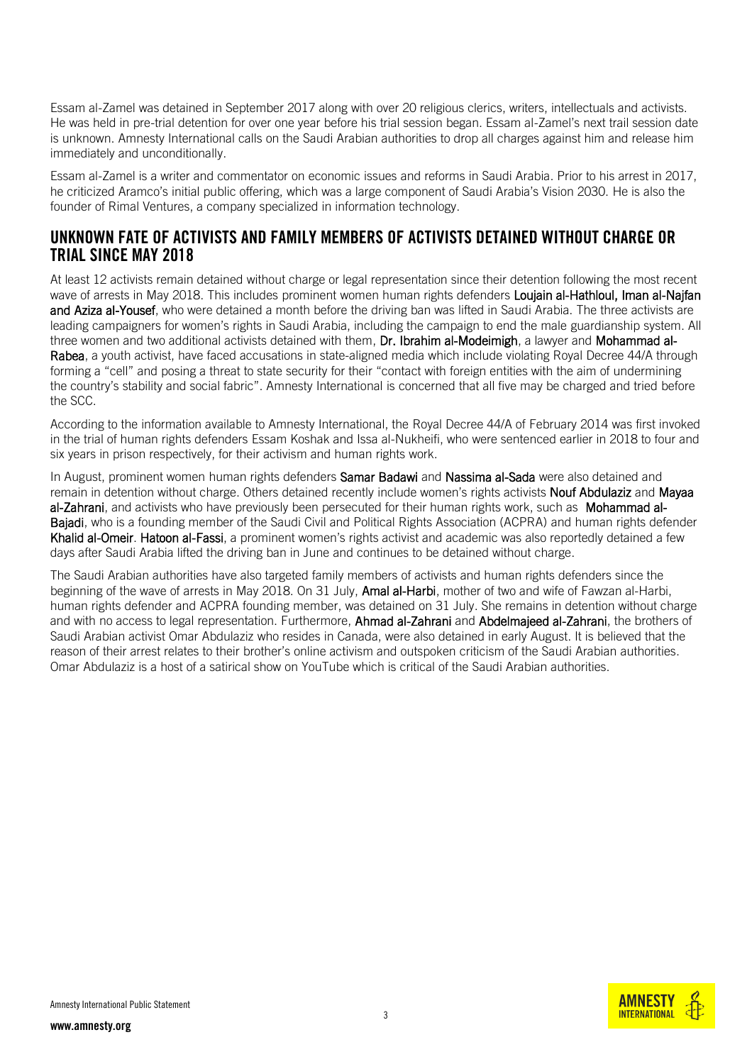Essam al-Zamel was detained in September 2017 along with over 20 religious clerics, writers, intellectuals and activists. He was held in pre-trial detention for over one year before his trial session began. Essam al-Zamel's next trail session date is unknown. Amnesty International calls on the Saudi Arabian authorities to drop all charges against him and release him immediately and unconditionally.

Essam al-Zamel is a writer and commentator on economic issues and reforms in Saudi Arabia. Prior to his arrest in 2017, he criticized Aramco's initial public offering, which was a large component of Saudi Arabia's Vision 2030. He is also the founder of Rimal Ventures, a company specialized in information technology.

## UNKNOWN FATE OF ACTIVISTS AND FAMILY MEMBERS OF ACTIVISTS DETAINED WITHOUT CHARGE OR TRIAL SINCE MAY 2018

At least 12 activists remain detained without charge or legal representation since their detention following the most recent wave of arrests in May 2018. This includes prominent women human rights defenders **Loujain al-Hathloul, Iman al-Najfan and Aziza al-Yousef**, who were detained a month before the driving ban was lifted in Saudi Arabia. The three activists are leading campaigners for women's rights in Saudi Arabia, including the campaign to end the male guardianship system. All three women and two additional activists detained with them, **Dr. Ibrahim al-Modeimigh**, a lawyer and **Mohammad al-Rabea**, a youth activist, have faced accusations in state-aligned media which include violating Royal Decree 44/A through forming a "cell" and posing a threat to state security for their "contact with foreign entities with the aim of undermining the country's stability and social fabric". Amnesty International is concerned that all five may be charged and tried before the SCC.

According to the information available to Amnesty International, the Royal Decree 44/A of February 2014 was first invoked in the trial of human rights defenders Essam Koshak and Issa al-Nukheifi, who were sentenced earlier in 2018 to four and six years in prison respectively, for their activism and human rights work.

In August, prominent women human rights defenders **Samar Badawi** and **Nassima al-Sada** were also detained and remain in detention without charge. Others detained recently include women's rights activists **Nouf Abdulaziz** and **Mayaa al-Zahrani**, and activists who have previously been persecuted for their human rights work, such as **Mohammad al-Bajadi**, who is a founding member of the Saudi Civil and Political Rights Association (ACPRA) and human rights defender **Khalid al-Omeir**. **Hatoon al-Fassi**, a prominent women's rights activist and academic was also reportedly detained a few days after Saudi Arabia lifted the driving ban in June and continues to be detained without charge.

The Saudi Arabian authorities have also targeted family members of activists and human rights defenders since the beginning of the wave of arrests in May 2018. On 31 July, **Amal al-Harbi**, mother of two and wife of Fawzan al-Harbi, human rights defender and ACPRA founding member, was detained on 31 July. She remains in detention without charge and with no access to legal representation. Furthermore, **Ahmad al-Zahrani** and **Abdelmajeed al-Zahrani**, the brothers of Saudi Arabian activist Omar Abdulaziz who resides in Canada, were also detained in early August. It is believed that the reason of their arrest relates to their brother's online activism and outspoken criticism of the Saudi Arabian authorities. Omar Abdulaziz is a host of a satirical show on YouTube which is critical of the Saudi Arabian authorities.